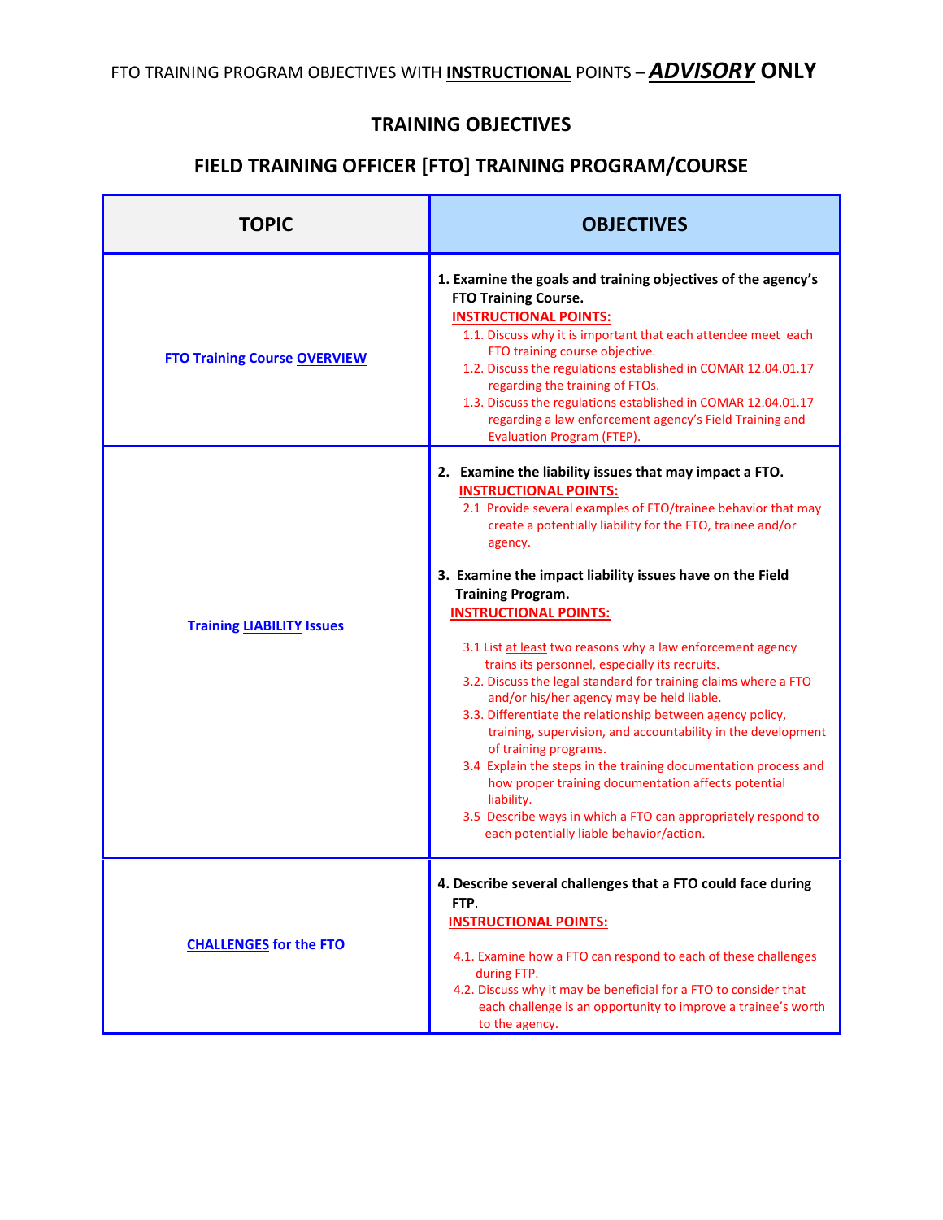FTO TRAINING PROGRAM OBJECTIVES WITH **INSTRUCTIONAL** POINTS – ***ADVISORY* ONLY**

## TRAINING OBJECTIVES

## FIELD TRAINING OFFICER [FTO] TRAINING PROGRAM/COURSE

| TOPIC | OBJECTIVES |
|---|---|
| **FTO Training Course OVERVIEW** | **1. Examine the goals and training objectives of the agency's FTO Training Course.**<br>**INSTRUCTIONAL POINTS:**<br>1.1. Discuss why it is important that each attendee meet each FTO training course objective.<br>1.2. Discuss the regulations established in COMAR 12.04.01.17 regarding the training of FTOs.<br>1.3. Discuss the regulations established in COMAR 12.04.01.17 regarding a law enforcement agency's Field Training and Evaluation Program (FTEP). |
| **Training LIABILITY Issues** | **2. Examine the liability issues that may impact a FTO.**<br>**INSTRUCTIONAL POINTS:**<br>2.1 Provide several examples of FTO/trainee behavior that may create a potentially liability for the FTO, trainee and/or agency.<br><br>**3. Examine the impact liability issues have on the Field Training Program.**<br>**INSTRUCTIONAL POINTS:**<br>3.1 List at least two reasons why a law enforcement agency trains its personnel, especially its recruits.<br>3.2. Discuss the legal standard for training claims where a FTO and/or his/her agency may be held liable.<br>3.3. Differentiate the relationship between agency policy, training, supervision, and accountability in the development of training programs.<br>3.4 Explain the steps in the training documentation process and how proper training documentation affects potential liability.<br>3.5 Describe ways in which a FTO can appropriately respond to each potentially liable behavior/action. |
| **CHALLENGES for the FTO** | **4. Describe several challenges that a FTO could face during FTP.**<br>**INSTRUCTIONAL POINTS:**<br>4.1. Examine how a FTO can respond to each of these challenges during FTP.<br>4.2. Discuss why it may be beneficial for a FTO to consider that each challenge is an opportunity to improve a trainee's worth to the agency. |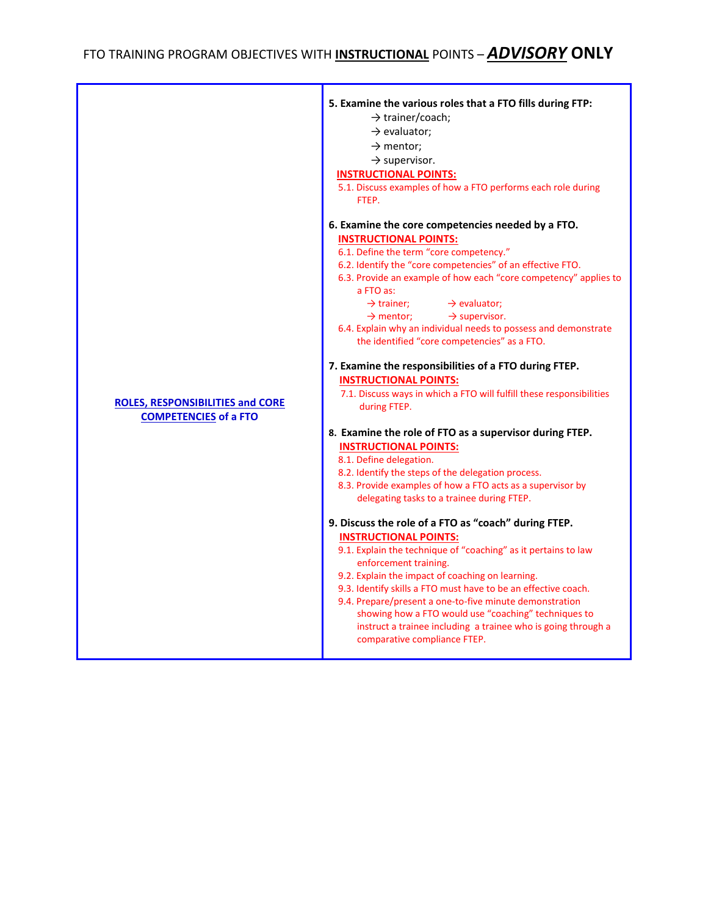FTO TRAINING PROGRAM OBJECTIVES WITH **INSTRUCTIONAL** POINTS – ***ADVISORY* ONLY**

| | |
|---|---|
| **ROLES, RESPONSIBILITIES and CORE COMPETENCIES of a FTO** | **5. Examine the various roles that a FTO fills during FTP:**<br>→ trainer/coach;<br>→ evaluator;<br>→ mentor;<br>→ supervisor.<br>**INSTRUCTIONAL POINTS:**<br>5.1. Discuss examples of how a FTO performs each role during FTEP.<br><br>**6. Examine the core competencies needed by a FTO.**<br>**INSTRUCTIONAL POINTS:**<br>6.1. Define the term "core competency."<br>6.2. Identify the "core competencies" of an effective FTO.<br>6.3. Provide an example of how each "core competency" applies to a FTO as:<br>→ trainer; → evaluator;<br>→ mentor; → supervisor.<br>6.4. Explain why an individual needs to possess and demonstrate the identified "core competencies" as a FTO.<br><br>**7. Examine the responsibilities of a FTO during FTEP.**<br>**INSTRUCTIONAL POINTS:**<br>7.1. Discuss ways in which a FTO will fulfill these responsibilities during FTEP.<br><br>**8. Examine the role of FTO as a supervisor during FTEP.**<br>**INSTRUCTIONAL POINTS:**<br>8.1. Define delegation.<br>8.2. Identify the steps of the delegation process.<br>8.3. Provide examples of how a FTO acts as a supervisor by delegating tasks to a trainee during FTEP.<br><br>**9. Discuss the role of a FTO as "coach" during FTEP.**<br>**INSTRUCTIONAL POINTS:**<br>9.1. Explain the technique of "coaching" as it pertains to law enforcement training.<br>9.2. Explain the impact of coaching on learning.<br>9.3. Identify skills a FTO must have to be an effective coach.<br>9.4. Prepare/present a one-to-five minute demonstration showing how a FTO would use "coaching" techniques to instruct a trainee including a trainee who is going through a comparative compliance FTEP. |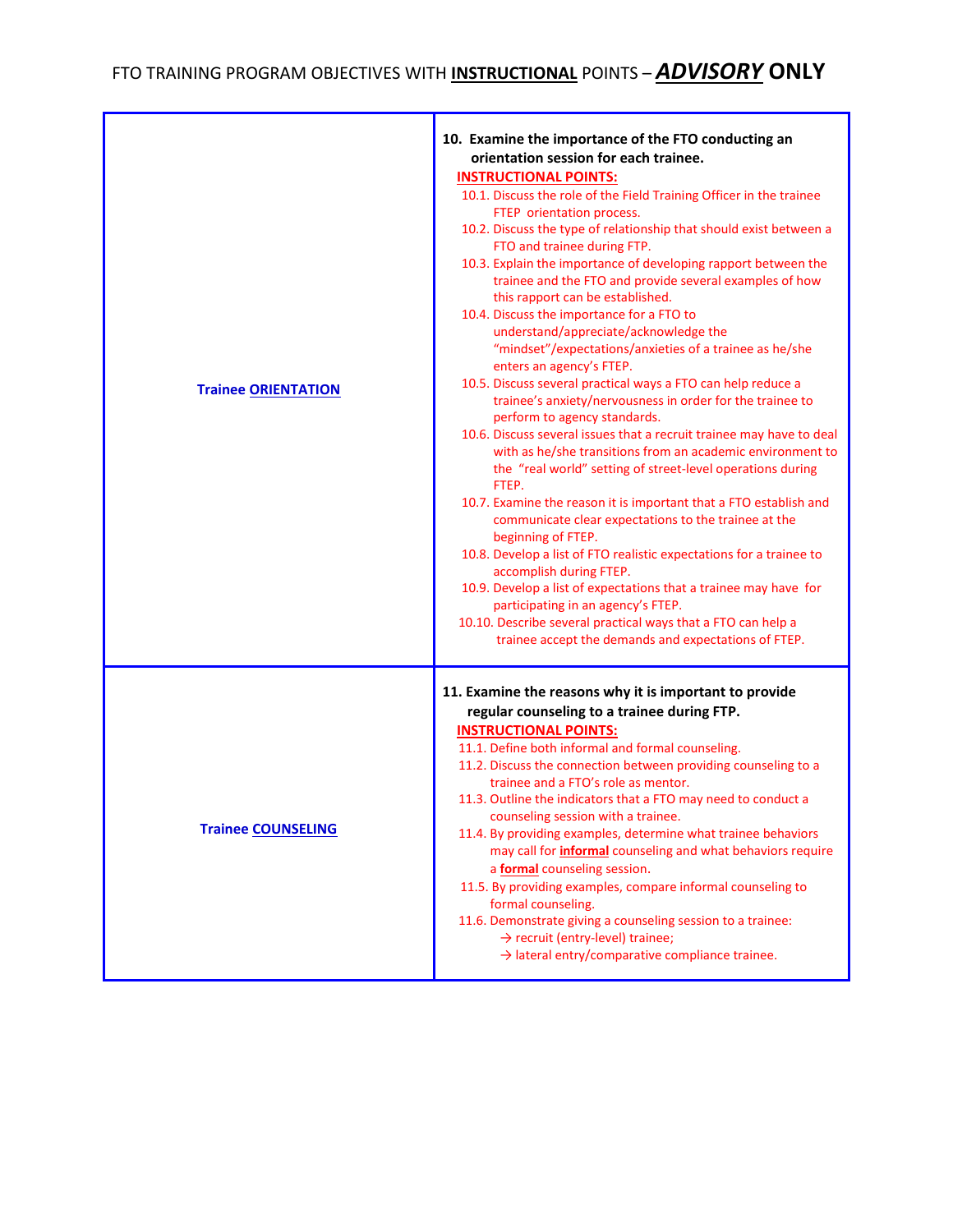FTO TRAINING PROGRAM OBJECTIVES WITH **INSTRUCTIONAL** POINTS – ***ADVISORY* ONLY**

| | |
|---|---|
| **Trainee ORIENTATION** | **10. Examine the importance of the FTO conducting an orientation session for each trainee.**<br>**INSTRUCTIONAL POINTS:**<br>10.1. Discuss the role of the Field Training Officer in the trainee FTEP orientation process.<br>10.2. Discuss the type of relationship that should exist between a FTO and trainee during FTP.<br>10.3. Explain the importance of developing rapport between the trainee and the FTO and provide several examples of how this rapport can be established.<br>10.4. Discuss the importance for a FTO to understand/appreciate/acknowledge the "mindset"/expectations/anxieties of a trainee as he/she enters an agency's FTEP.<br>10.5. Discuss several practical ways a FTO can help reduce a trainee's anxiety/nervousness in order for the trainee to perform to agency standards.<br>10.6. Discuss several issues that a recruit trainee may have to deal with as he/she transitions from an academic environment to the "real world" setting of street-level operations during FTEP.<br>10.7. Examine the reason it is important that a FTO establish and communicate clear expectations to the trainee at the beginning of FTEP.<br>10.8. Develop a list of FTO realistic expectations for a trainee to accomplish during FTEP.<br>10.9. Develop a list of expectations that a trainee may have for participating in an agency's FTEP.<br>10.10. Describe several practical ways that a FTO can help a trainee accept the demands and expectations of FTEP. |
| **Trainee COUNSELING** | **11. Examine the reasons why it is important to provide regular counseling to a trainee during FTP.**<br>**INSTRUCTIONAL POINTS:**<br>11.1. Define both informal and formal counseling.<br>11.2. Discuss the connection between providing counseling to a trainee and a FTO's role as mentor.<br>11.3. Outline the indicators that a FTO may need to conduct a counseling session with a trainee.<br>11.4. By providing examples, determine what trainee behaviors may call for **informal** counseling and what behaviors require a **formal** counseling session.<br>11.5. By providing examples, compare informal counseling to formal counseling.<br>11.6. Demonstrate giving a counseling session to a trainee:<br>→ recruit (entry-level) trainee;<br>→ lateral entry/comparative compliance trainee. |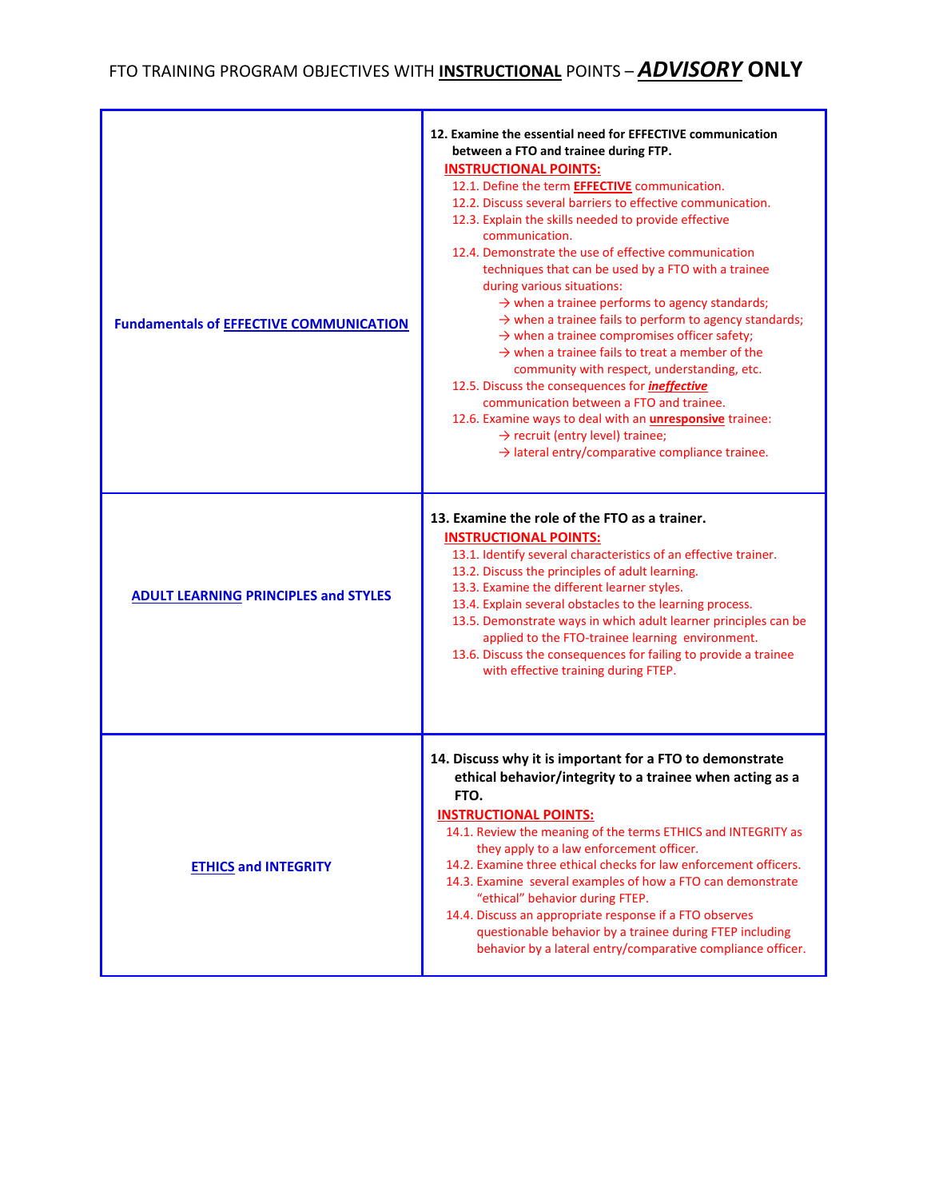# FTO TRAINING PROGRAM OBJECTIVES WITH **INSTRUCTIONAL** POINTS – ***ADVISORY*** ONLY

| | |
|---|---|
| **Fundamentals of EFFECTIVE COMMUNICATION** | **12. Examine the essential need for EFFECTIVE communication between a FTO and trainee during FTP.**<br>**INSTRUCTIONAL POINTS:**<br>12.1. Define the term **EFFECTIVE** communication.<br>12.2. Discuss several barriers to effective communication.<br>12.3. Explain the skills needed to provide effective communication.<br>12.4. Demonstrate the use of effective communication techniques that can be used by a FTO with a trainee during various situations:<br>→ when a trainee performs to agency standards;<br>→ when a trainee fails to perform to agency standards;<br>→ when a trainee compromises officer safety;<br>→ when a trainee fails to treat a member of the community with respect, understanding, etc.<br>12.5. Discuss the consequences for ***ineffective*** communication between a FTO and trainee.<br>12.6. Examine ways to deal with an **unresponsive** trainee:<br>→ recruit (entry level) trainee;<br>→ lateral entry/comparative compliance trainee. |
| **ADULT LEARNING PRINCIPLES and STYLES** | **13. Examine the role of the FTO as a trainer.**<br>**INSTRUCTIONAL POINTS:**<br>13.1. Identify several characteristics of an effective trainer.<br>13.2. Discuss the principles of adult learning.<br>13.3. Examine the different learner styles.<br>13.4. Explain several obstacles to the learning process.<br>13.5. Demonstrate ways in which adult learner principles can be applied to the FTO-trainee learning environment.<br>13.6. Discuss the consequences for failing to provide a trainee with effective training during FTEP. |
| **ETHICS and INTEGRITY** | **14. Discuss why it is important for a FTO to demonstrate ethical behavior/integrity to a trainee when acting as a FTO.**<br>**INSTRUCTIONAL POINTS:**<br>14.1. Review the meaning of the terms ETHICS and INTEGRITY as they apply to a law enforcement officer.<br>14.2. Examine three ethical checks for law enforcement officers.<br>14.3. Examine several examples of how a FTO can demonstrate "ethical" behavior during FTEP.<br>14.4. Discuss an appropriate response if a FTO observes questionable behavior by a trainee during FTEP including behavior by a lateral entry/comparative compliance officer. |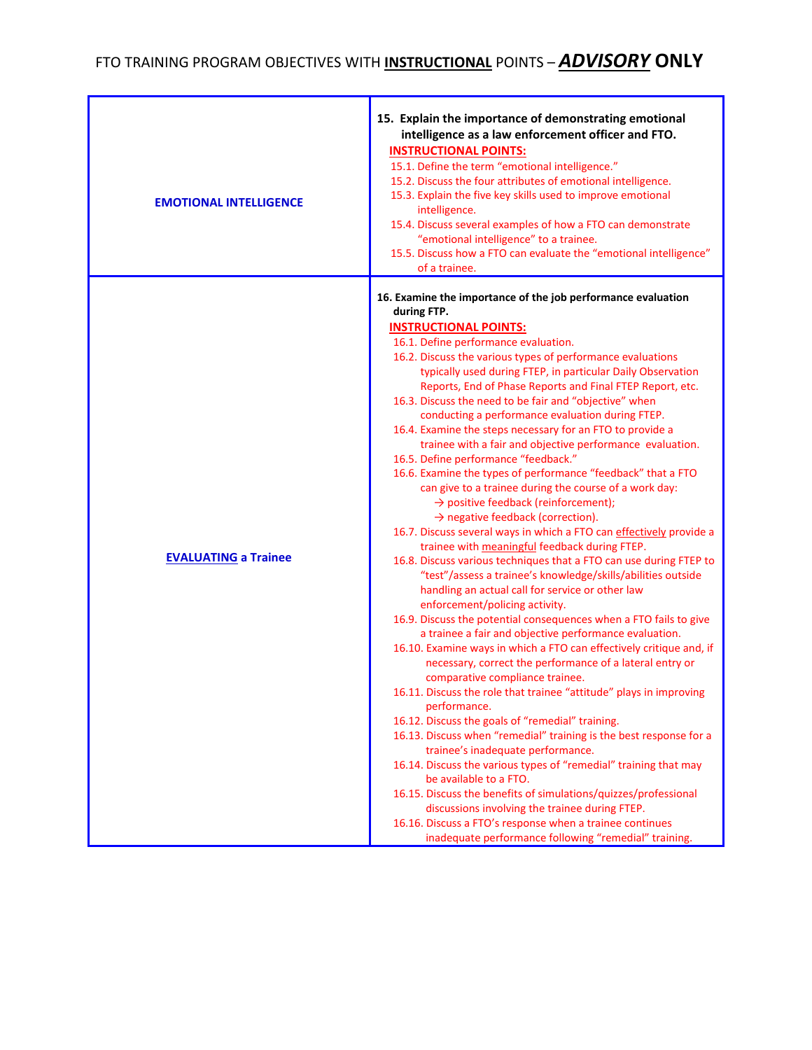# FTO TRAINING PROGRAM OBJECTIVES WITH **INSTRUCTIONAL** POINTS – ***ADVISORY* ONLY**

| | |
|---|---|
| **EMOTIONAL INTELLIGENCE** | **15. Explain the importance of demonstrating emotional intelligence as a law enforcement officer and FTO.**<br>**INSTRUCTIONAL POINTS:**<br>15.1. Define the term "emotional intelligence."<br>15.2. Discuss the four attributes of emotional intelligence.<br>15.3. Explain the five key skills used to improve emotional intelligence.<br>15.4. Discuss several examples of how a FTO can demonstrate "emotional intelligence" to a trainee.<br>15.5. Discuss how a FTO can evaluate the "emotional intelligence" of a trainee. |
| **EVALUATING a Trainee** | **16. Examine the importance of the job performance evaluation during FTP.**<br>**INSTRUCTIONAL POINTS:**<br>16.1. Define performance evaluation.<br>16.2. Discuss the various types of performance evaluations typically used during FTEP, in particular Daily Observation Reports, End of Phase Reports and Final FTEP Report, etc.<br>16.3. Discuss the need to be fair and "objective" when conducting a performance evaluation during FTEP.<br>16.4. Examine the steps necessary for an FTO to provide a trainee with a fair and objective performance evaluation.<br>16.5. Define performance "feedback."<br>16.6. Examine the types of performance "feedback" that a FTO can give to a trainee during the course of a work day:<br>→ positive feedback (reinforcement);<br>→ negative feedback (correction).<br>16.7. Discuss several ways in which a FTO can effectively provide a trainee with meaningful feedback during FTEP.<br>16.8. Discuss various techniques that a FTO can use during FTEP to "test"/assess a trainee's knowledge/skills/abilities outside handling an actual call for service or other law enforcement/policing activity.<br>16.9. Discuss the potential consequences when a FTO fails to give a trainee a fair and objective performance evaluation.<br>16.10. Examine ways in which a FTO can effectively critique and, if necessary, correct the performance of a lateral entry or comparative compliance trainee.<br>16.11. Discuss the role that trainee "attitude" plays in improving performance.<br>16.12. Discuss the goals of "remedial" training.<br>16.13. Discuss when "remedial" training is the best response for a trainee's inadequate performance.<br>16.14. Discuss the various types of "remedial" training that may be available to a FTO.<br>16.15. Discuss the benefits of simulations/quizzes/professional discussions involving the trainee during FTEP.<br>16.16. Discuss a FTO's response when a trainee continues inadequate performance following "remedial" training. |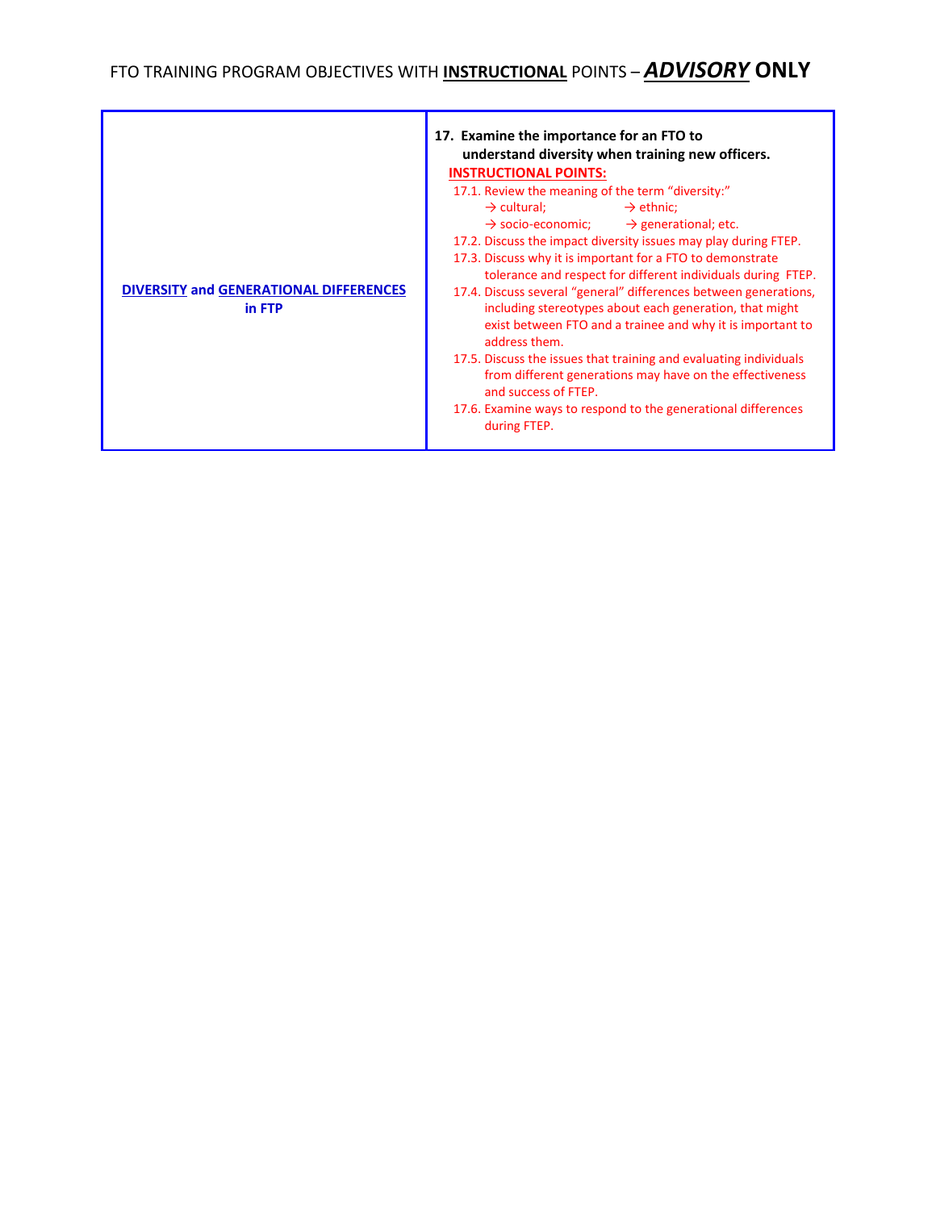FTO TRAINING PROGRAM OBJECTIVES WITH **INSTRUCTIONAL** POINTS – ***ADVISORY*** **ONLY**

| | |
|---|---|
| **DIVERSITY and GENERATIONAL DIFFERENCES in FTP** | **17. Examine the importance for an FTO to understand diversity when training new officers.**<br>**INSTRUCTIONAL POINTS:**<br>17.1. Review the meaning of the term "diversity:"<br>→ cultural; → ethnic;<br>→ socio-economic; → generational; etc.<br>17.2. Discuss the impact diversity issues may play during FTEP.<br>17.3. Discuss why it is important for a FTO to demonstrate tolerance and respect for different individuals during FTEP.<br>17.4. Discuss several "general" differences between generations, including stereotypes about each generation, that might exist between FTO and a trainee and why it is important to address them.<br>17.5. Discuss the issues that training and evaluating individuals from different generations may have on the effectiveness and success of FTEP.<br>17.6. Examine ways to respond to the generational differences during FTEP. |